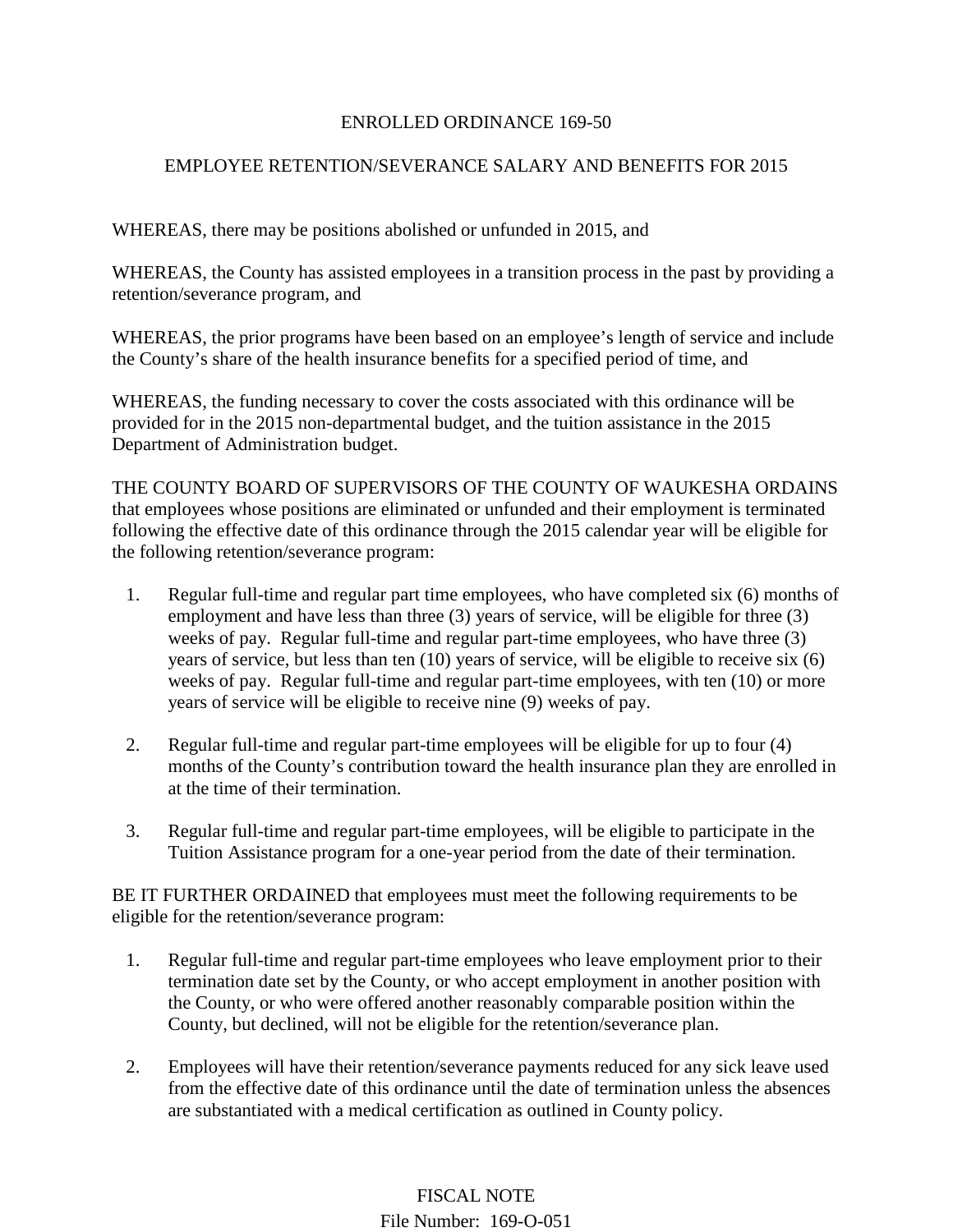# ENROLLED ORDINANCE 169-50

## EMPLOYEE RETENTION/SEVERANCE SALARY AND BENEFITS FOR 2015

WHEREAS, there may be positions abolished or unfunded in 2015, and

WHEREAS, the County has assisted employees in a transition process in the past by providing a retention/severance program, and

WHEREAS, the prior programs have been based on an employee's length of service and include the County's share of the health insurance benefits for a specified period of time, and

WHEREAS, the funding necessary to cover the costs associated with this ordinance will be provided for in the 2015 non-departmental budget, and the tuition assistance in the 2015 Department of Administration budget.

THE COUNTY BOARD OF SUPERVISORS OF THE COUNTY OF WAUKESHA ORDAINS that employees whose positions are eliminated or unfunded and their employment is terminated following the effective date of this ordinance through the 2015 calendar year will be eligible for the following retention/severance program:

1. Regular full-time and regular part time employees, who have completed six (6) months of employment and have less than three (3) years of service, will be eligible for three (3) weeks of pay. Regular full-time and regular part-time employees, who have three (3) years of service, but less than ten (10) years of service, will be eligible to receive six (6) weeks of pay. Regular full-time and regular part-time employees, with ten (10) or more years of service will be eligible to receive nine (9) weeks of pay.

2. Regular full-time and regular part-time employees will be eligible for up to four (4) months of the County's contribution toward the health insurance plan they are enrolled in at the time of their termination.

3. Regular full-time and regular part-time employees, will be eligible to participate in the Tuition Assistance program for a one-year period from the date of their termination.

BE IT FURTHER ORDAINED that employees must meet the following requirements to be eligible for the retention/severance program:

1. Regular full-time and regular part-time employees who leave employment prior to their termination date set by the County, or who accept employment in another position with the County, or who were offered another reasonably comparable position within the County, but declined, will not be eligible for the retention/severance plan.

2. Employees will have their retention/severance payments reduced for any sick leave used from the effective date of this ordinance until the date of termination unless the absences are substantiated with a medical certification as outlined in County policy.

FISCAL NOTE
File Number: 169-O-051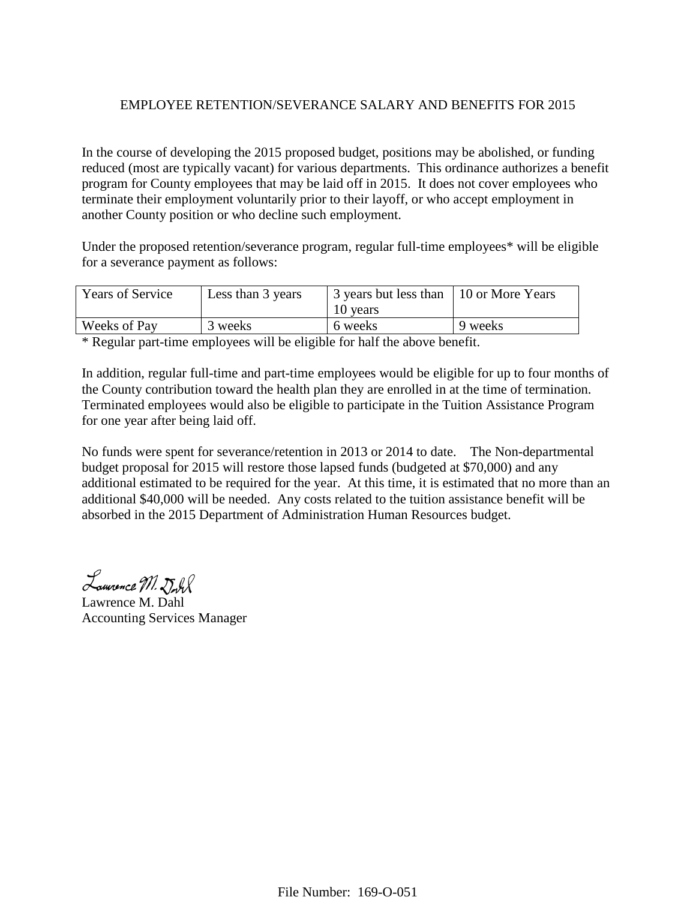# EMPLOYEE RETENTION/SEVERANCE SALARY AND BENEFITS FOR 2015

In the course of developing the 2015 proposed budget, positions may be abolished, or funding reduced (most are typically vacant) for various departments. This ordinance authorizes a benefit program for County employees that may be laid off in 2015. It does not cover employees who terminate their employment voluntarily prior to their layoff, or who accept employment in another County position or who decline such employment.

Under the proposed retention/severance program, regular full-time employees* will be eligible for a severance payment as follows:

| Years of Service | Less than 3 years | 3 years but less than 10 years | 10 or More Years |
|---|---|---|---|
| Weeks of Pay | 3 weeks | 6 weeks | 9 weeks |

* Regular part-time employees will be eligible for half the above benefit.

In addition, regular full-time and part-time employees would be eligible for up to four months of the County contribution toward the health plan they are enrolled in at the time of termination. Terminated employees would also be eligible to participate in the Tuition Assistance Program for one year after being laid off.

No funds were spent for severance/retention in 2013 or 2014 to date. The Non-departmental budget proposal for 2015 will restore those lapsed funds (budgeted at $70,000) and any additional estimated to be required for the year. At this time, it is estimated that no more than an additional $40,000 will be needed. Any costs related to the tuition assistance benefit will be absorbed in the 2015 Department of Administration Human Resources budget.

Lawrence M. Dahl

Lawrence M. Dahl
Accounting Services Manager

File Number: 169-O-051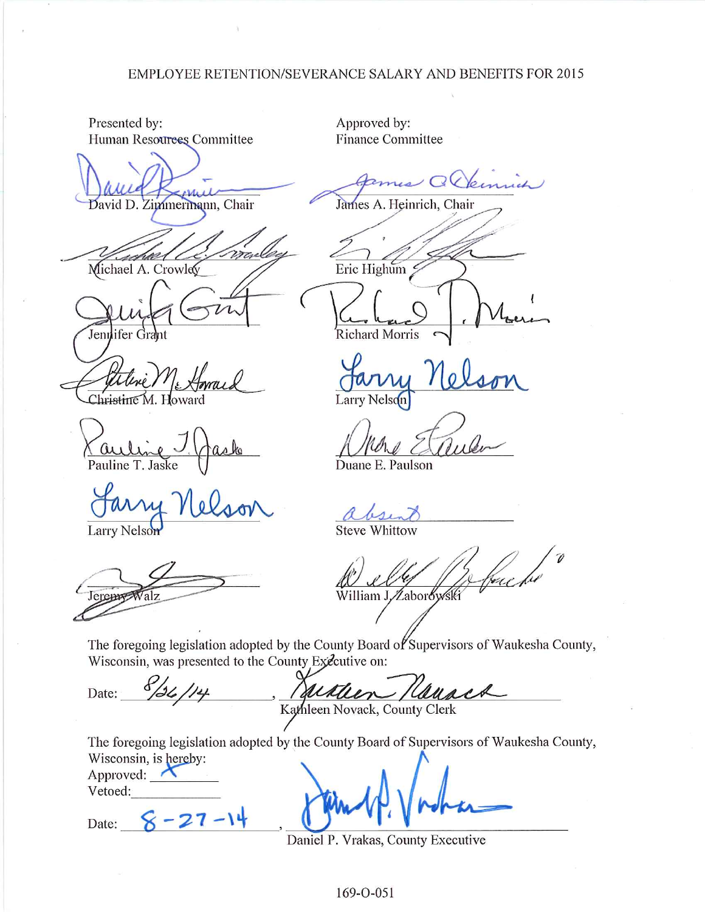EMPLOYEE RETENTION/SEVERANCE SALARY AND BENEFITS FOR 2015

| Presented by: Human Resources Committee | Approved by: Finance Committee |
| --- | --- |
| David D. Zimmermann, Chair | James A. Heinrich, Chair |
| Michael A. Crowley | Eric Highum |
| Jennifer Grant | Richard Morris |
| Christine M. Howard | Larry Nelson |
| Pauline T. Jaske | Duane E. Paulson |
| Larry Nelson | absent Steve Whittow |
| Jeremy Walz | William J. Zaborowski |

The foregoing legislation adopted by the County Board of Supervisors of Waukesha County, Wisconsin, was presented to the County Executive on:

Date: 8/26/14, Kathleen Novack, County Clerk

The foregoing legislation adopted by the County Board of Supervisors of Waukesha County, Wisconsin, is hereby:

Approved: X

Vetoed: 

Date: 8-27-14, Daniel P. Vrakas, County Executive

169-O-051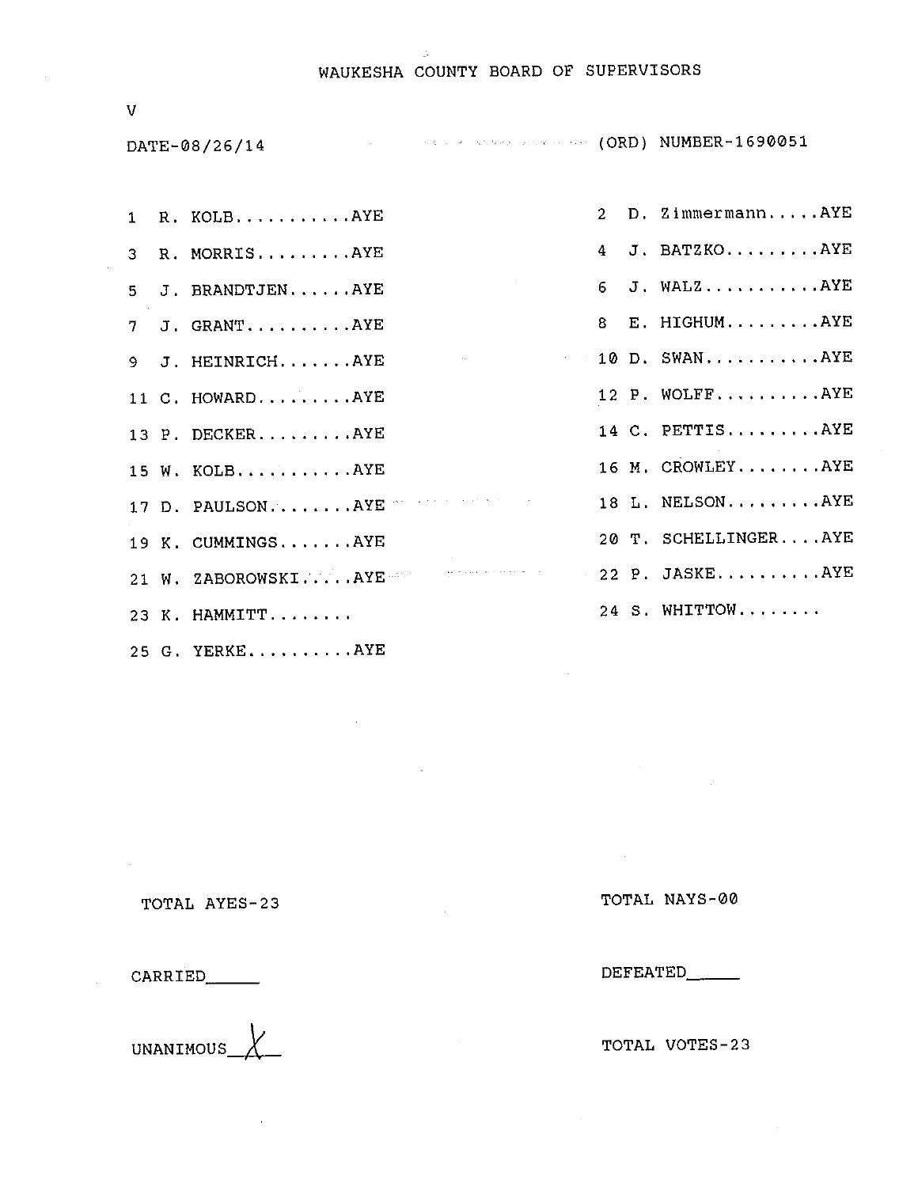# WAUKESHA COUNTY BOARD OF SUPERVISORS

V

DATE-08/26/14 (ORD) NUMBER-1690051

1 R. KOLB...........AYE

2 D. Zimmermann.....AYE

3 R. MORRIS.........AYE

4 J. BATZKO.........AYE

5 J. BRANDTJEN......AYE

6 J. WALZ...........AYE

7 J. GRANT..........AYE

8 E. HIGHUM.........AYE

9 J. HEINRICH.......AYE

10 D. SWAN...........AYE

11 C. HOWARD.........AYE

12 P. WOLFF..........AYE

13 P. DECKER.........AYE

14 C. PETTIS.........AYE

15 W. KOLB...........AYE

16 M. CROWLEY........AYE

17 D. PAULSON........AYE

18 L. NELSON.........AYE

19 K. CUMMINGS.......AYE

20 T. SCHELLINGER....AYE

21 W. ZABOROWSKI.....AYE

22 P. JASKE..........AYE

23 K. HAMMITT........

24 S. WHITTOW........

25 G. YERKE..........AYE

TOTAL AYES-23

TOTAL NAYS-00

CARRIED\_\_\_\_\_\_

DEFEATED\_\_\_\_\_\_

UNANIMOUS X

TOTAL VOTES-23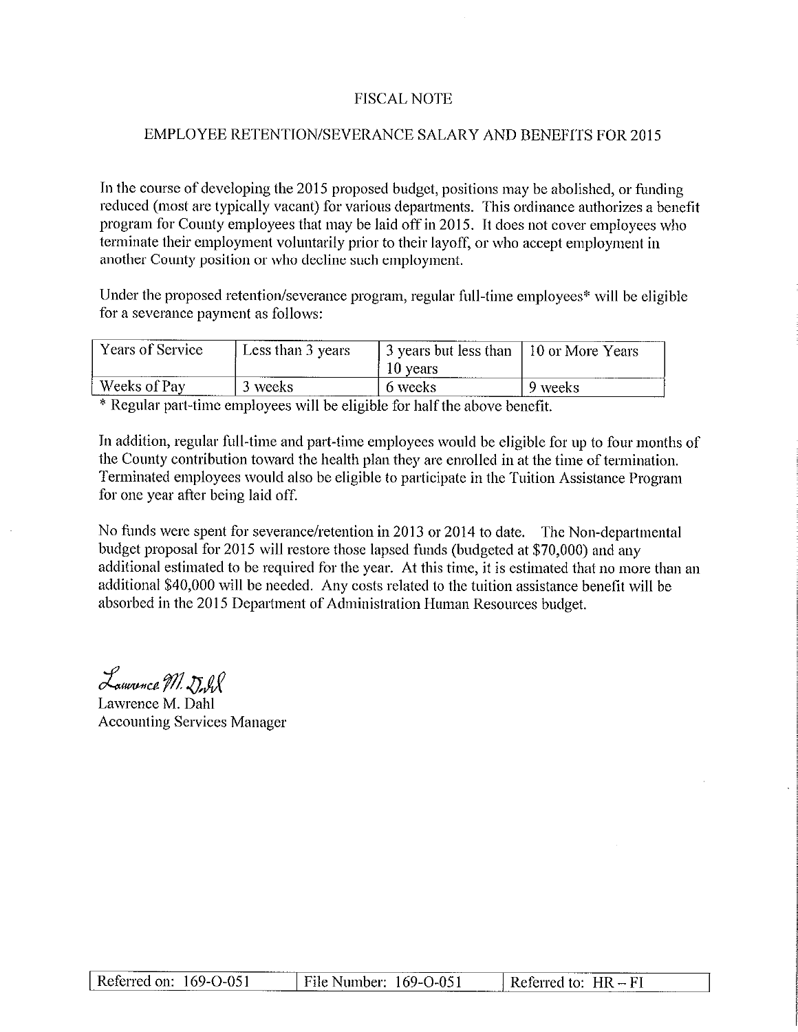# FISCAL NOTE

## EMPLOYEE RETENTION/SEVERANCE SALARY AND BENEFITS FOR 2015

In the course of developing the 2015 proposed budget, positions may be abolished, or funding reduced (most are typically vacant) for various departments. This ordinance authorizes a benefit program for County employees that may be laid off in 2015. It does not cover employees who terminate their employment voluntarily prior to their layoff, or who accept employment in another County position or who decline such employment.

Under the proposed retention/severance program, regular full-time employees* will be eligible for a severance payment as follows:

| Years of Service | Less than 3 years | 3 years but less than 10 years | 10 or More Years |
|---|---|---|---|
| Weeks of Pay | 3 weeks | 6 weeks | 9 weeks |

* Regular part-time employees will be eligible for half the above benefit.

In addition, regular full-time and part-time employees would be eligible for up to four months of the County contribution toward the health plan they are enrolled in at the time of termination. Terminated employees would also be eligible to participate in the Tuition Assistance Program for one year after being laid off.

No funds were spent for severance/retention in 2013 or 2014 to date. The Non-departmental budget proposal for 2015 will restore those lapsed funds (budgeted at $70,000) and any additional estimated to be required for the year. At this time, it is estimated that no more than an additional $40,000 will be needed. Any costs related to the tuition assistance benefit will be absorbed in the 2015 Department of Administration Human Resources budget.

Lawrence M. Dahl

Lawrence M. Dahl
Accounting Services Manager

| | | |
|---|---|---|
| Referred on: 169-O-051 | File Number: 169-O-051 | Referred to: HR – FI |